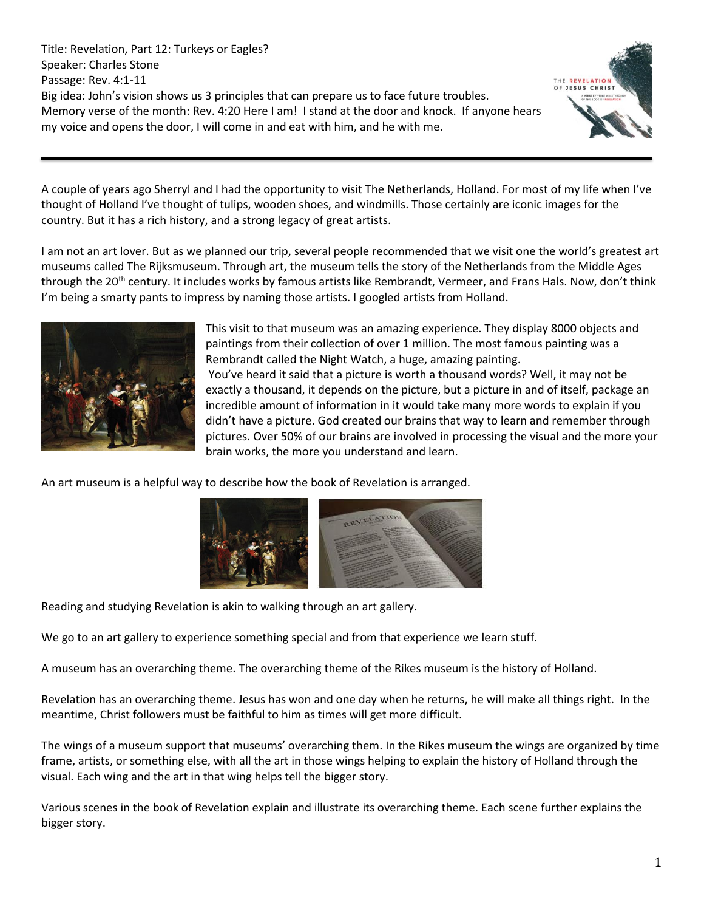Title: Revelation, Part 12: Turkeys or Eagles?
Speaker: Charles Stone
Passage: Rev. 4:1-11
Big idea: John's vision shows us 3 principles that can prepare us to face future troubles.
Memory verse of the month: Rev. 4:20 Here I am! I stand at the door and knock. If anyone hears my voice and opens the door, I will come in and eat with him, and he with me.

---

A couple of years ago Sherryl and I had the opportunity to visit The Netherlands, Holland. For most of my life when I've thought of Holland I've thought of tulips, wooden shoes, and windmills. Those certainly are iconic images for the country. But it has a rich history, and a strong legacy of great artists.

I am not an art lover. But as we planned our trip, several people recommended that we visit one the world's greatest art museums called The Rijksmuseum. Through art, the museum tells the story of the Netherlands from the Middle Ages through the 20th century. It includes works by famous artists like Rembrandt, Vermeer, and Frans Hals. Now, don't think I'm being a smarty pants to impress by naming those artists. I googled artists from Holland.

This visit to that museum was an amazing experience. They display 8000 objects and paintings from their collection of over 1 million. The most famous painting was a Rembrandt called the Night Watch, a huge, amazing painting.
You've heard it said that a picture is worth a thousand words? Well, it may not be exactly a thousand, it depends on the picture, but a picture in and of itself, package an incredible amount of information in it would take many more words to explain if you didn't have a picture. God created our brains that way to learn and remember through pictures. Over 50% of our brains are involved in processing the visual and the more your brain works, the more you understand and learn.

An art museum is a helpful way to describe how the book of Revelation is arranged.

Reading and studying Revelation is akin to walking through an art gallery.

We go to an art gallery to experience something special and from that experience we learn stuff.

A museum has an overarching theme. The overarching theme of the Rikes museum is the history of Holland.

Revelation has an overarching theme. Jesus has won and one day when he returns, he will make all things right. In the meantime, Christ followers must be faithful to him as times will get more difficult.

The wings of a museum support that museums' overarching them. In the Rikes museum the wings are organized by time frame, artists, or something else, with all the art in those wings helping to explain the history of Holland through the visual. Each wing and the art in that wing helps tell the bigger story.

Various scenes in the book of Revelation explain and illustrate its overarching theme. Each scene further explains the bigger story.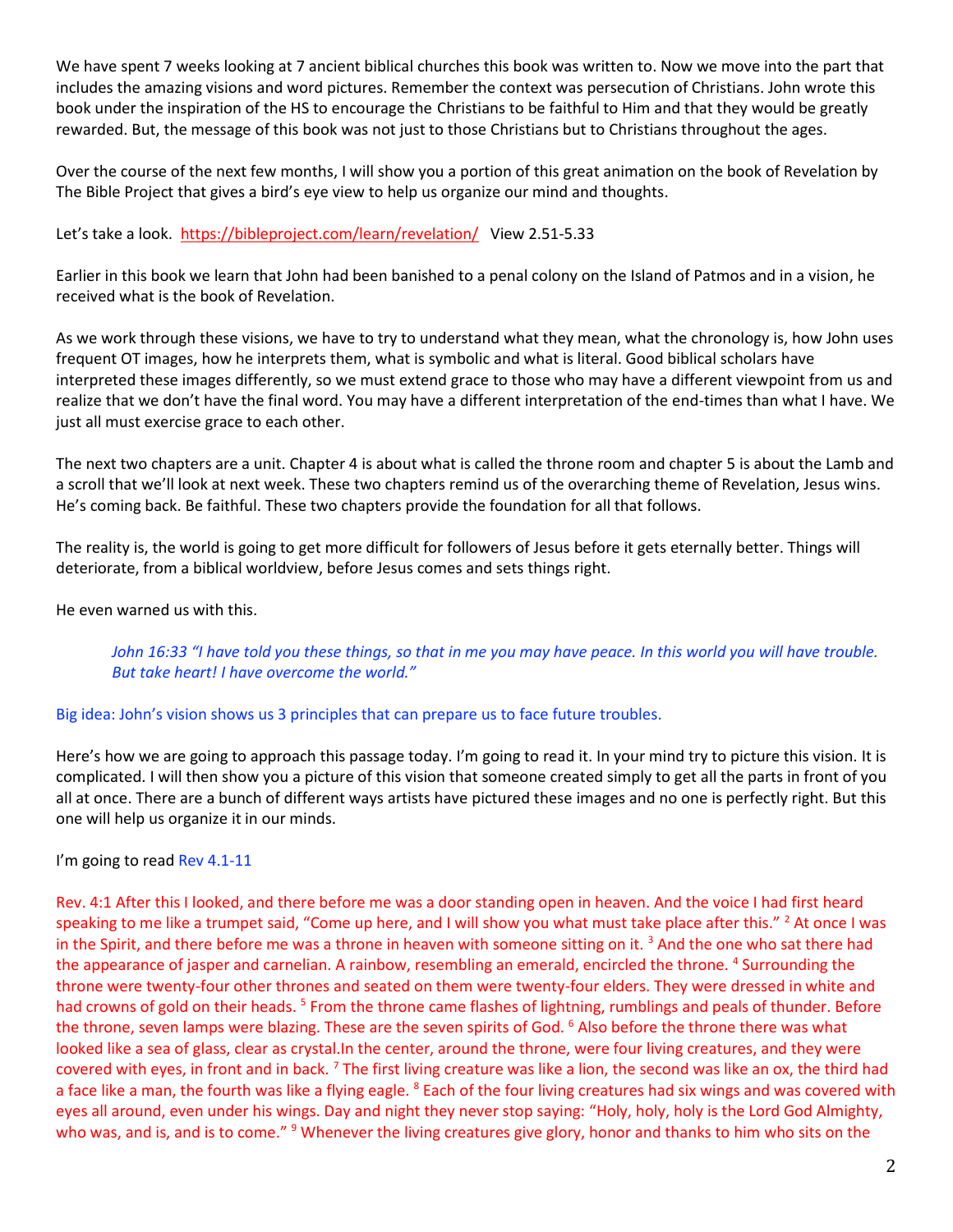We have spent 7 weeks looking at 7 ancient biblical churches this book was written to. Now we move into the part that includes the amazing visions and word pictures. Remember the context was persecution of Christians. John wrote this book under the inspiration of the HS to encourage the Christians to be faithful to Him and that they would be greatly rewarded. But, the message of this book was not just to those Christians but to Christians throughout the ages.

Over the course of the next few months, I will show you a portion of this great animation on the book of Revelation by The Bible Project that gives a bird's eye view to help us organize our mind and thoughts.

Let's take a look. https://bibleproject.com/learn/revelation/ View 2.51-5.33

Earlier in this book we learn that John had been banished to a penal colony on the Island of Patmos and in a vision, he received what is the book of Revelation.

As we work through these visions, we have to try to understand what they mean, what the chronology is, how John uses frequent OT images, how he interprets them, what is symbolic and what is literal. Good biblical scholars have interpreted these images differently, so we must extend grace to those who may have a different viewpoint from us and realize that we don't have the final word. You may have a different interpretation of the end-times than what I have. We just all must exercise grace to each other.

The next two chapters are a unit. Chapter 4 is about what is called the throne room and chapter 5 is about the Lamb and a scroll that we'll look at next week. These two chapters remind us of the overarching theme of Revelation, Jesus wins. He's coming back. Be faithful. These two chapters provide the foundation for all that follows.

The reality is, the world is going to get more difficult for followers of Jesus before it gets eternally better. Things will deteriorate, from a biblical worldview, before Jesus comes and sets things right.

He even warned us with this.

> *John 16:33 "I have told you these things, so that in me you may have peace. In this world you will have trouble. But take heart! I have overcome the world."*

Big idea: John's vision shows us 3 principles that can prepare us to face future troubles.

Here's how we are going to approach this passage today. I'm going to read it. In your mind try to picture this vision. It is complicated. I will then show you a picture of this vision that someone created simply to get all the parts in front of you all at once. There are a bunch of different ways artists have pictured these images and no one is perfectly right. But this one will help us organize it in our minds.

I'm going to read Rev 4.1-11

Rev. 4:1 After this I looked, and there before me was a door standing open in heaven. And the voice I had first heard speaking to me like a trumpet said, "Come up here, and I will show you what must take place after this." [2] At once I was in the Spirit, and there before me was a throne in heaven with someone sitting on it. [3] And the one who sat there had the appearance of jasper and carnelian. A rainbow, resembling an emerald, encircled the throne. [4] Surrounding the throne were twenty-four other thrones and seated on them were twenty-four elders. They were dressed in white and had crowns of gold on their heads. [5] From the throne came flashes of lightning, rumblings and peals of thunder. Before the throne, seven lamps were blazing. These are the seven spirits of God. [6] Also before the throne there was what looked like a sea of glass, clear as crystal.In the center, around the throne, were four living creatures, and they were covered with eyes, in front and in back. [7] The first living creature was like a lion, the second was like an ox, the third had a face like a man, the fourth was like a flying eagle. [8] Each of the four living creatures had six wings and was covered with eyes all around, even under his wings. Day and night they never stop saying: "Holy, holy, holy is the Lord God Almighty, who was, and is, and is to come." [9] Whenever the living creatures give glory, honor and thanks to him who sits on the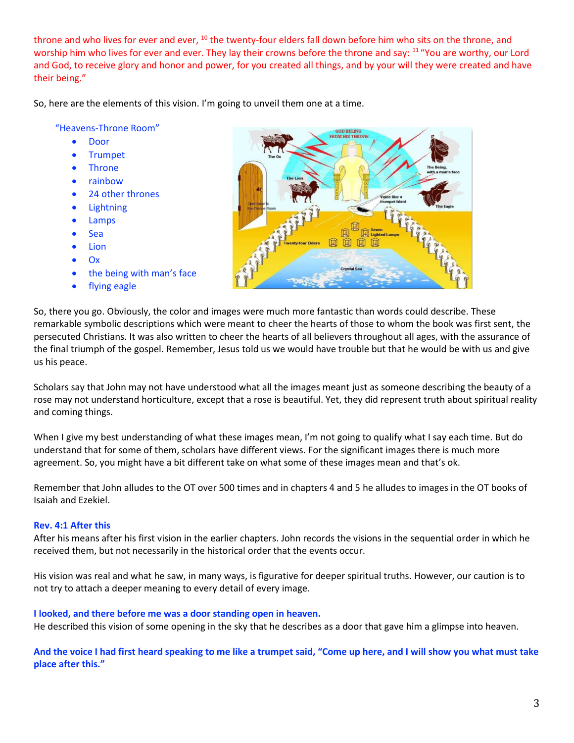throne and who lives for ever and ever, [10] the twenty-four elders fall down before him who sits on the throne, and worship him who lives for ever and ever. They lay their crowns before the throne and say: [11] "You are worthy, our Lord and God, to receive glory and honor and power, for you created all things, and by your will they were created and have their being."

So, here are the elements of this vision. I'm going to unveil them one at a time.

"Heavens-Throne Room"

- Door
- Trumpet
- Throne
- rainbow
- 24 other thrones
- Lightning
- Lamps
- Sea
- Lion
- Ox
- the being with man's face
- flying eagle

So, there you go. Obviously, the color and images were much more fantastic than words could describe. These remarkable symbolic descriptions which were meant to cheer the hearts of those to whom the book was first sent, the persecuted Christians. It was also written to cheer the hearts of all believers throughout all ages, with the assurance of the final triumph of the gospel. Remember, Jesus told us we would have trouble but that he would be with us and give us his peace.

Scholars say that John may not have understood what all the images meant just as someone describing the beauty of a rose may not understand horticulture, except that a rose is beautiful. Yet, they did represent truth about spiritual reality and coming things.

When I give my best understanding of what these images mean, I'm not going to qualify what I say each time. But do understand that for some of them, scholars have different views. For the significant images there is much more agreement. So, you might have a bit different take on what some of these images mean and that's ok.

Remember that John alludes to the OT over 500 times and in chapters 4 and 5 he alludes to images in the OT books of Isaiah and Ezekiel.

**Rev. 4:1 After this**

After his means after his first vision in the earlier chapters. John records the visions in the sequential order in which he received them, but not necessarily in the historical order that the events occur.

His vision was real and what he saw, in many ways, is figurative for deeper spiritual truths. However, our caution is to not try to attach a deeper meaning to every detail of every image.

**I looked, and there before me was a door standing open in heaven.**

He described this vision of some opening in the sky that he describes as a door that gave him a glimpse into heaven.

**And the voice I had first heard speaking to me like a trumpet said, "Come up here, and I will show you what must take place after this."**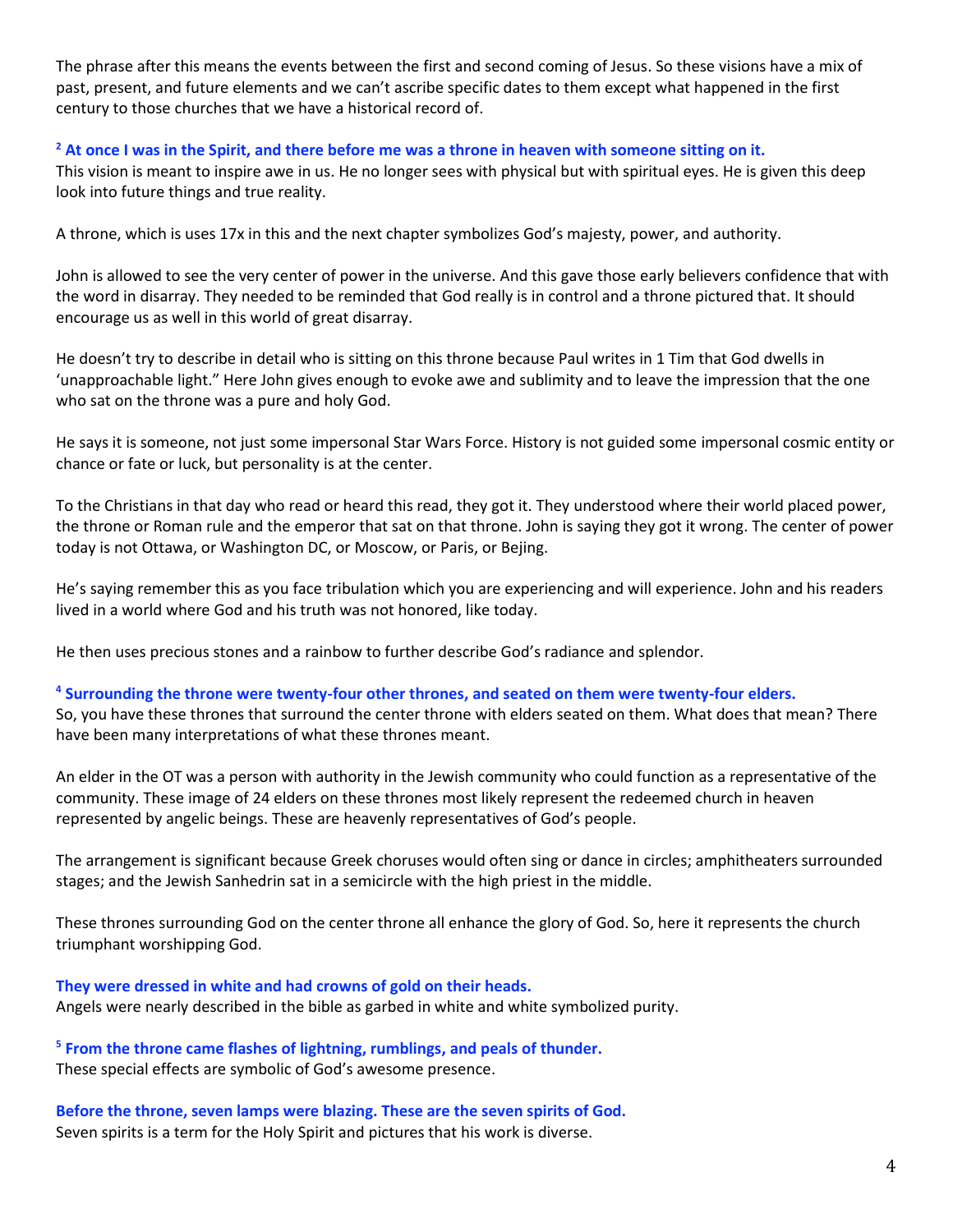The phrase after this means the events between the first and second coming of Jesus. So these visions have a mix of past, present, and future elements and we can't ascribe specific dates to them except what happened in the first century to those churches that we have a historical record of.

**[2] At once I was in the Spirit, and there before me was a throne in heaven with someone sitting on it.**

This vision is meant to inspire awe in us. He no longer sees with physical but with spiritual eyes. He is given this deep look into future things and true reality.

A throne, which is uses 17x in this and the next chapter symbolizes God's majesty, power, and authority.

John is allowed to see the very center of power in the universe. And this gave those early believers confidence that with the word in disarray. They needed to be reminded that God really is in control and a throne pictured that. It should encourage us as well in this world of great disarray.

He doesn't try to describe in detail who is sitting on this throne because Paul writes in 1 Tim that God dwells in 'unapproachable light." Here John gives enough to evoke awe and sublimity and to leave the impression that the one who sat on the throne was a pure and holy God.

He says it is someone, not just some impersonal Star Wars Force. History is not guided some impersonal cosmic entity or chance or fate or luck, but personality is at the center.

To the Christians in that day who read or heard this read, they got it. They understood where their world placed power, the throne or Roman rule and the emperor that sat on that throne. John is saying they got it wrong. The center of power today is not Ottawa, or Washington DC, or Moscow, or Paris, or Bejing.

He's saying remember this as you face tribulation which you are experiencing and will experience. John and his readers lived in a world where God and his truth was not honored, like today.

He then uses precious stones and a rainbow to further describe God's radiance and splendor.

**[4] Surrounding the throne were twenty-four other thrones, and seated on them were twenty-four elders.**

So, you have these thrones that surround the center throne with elders seated on them. What does that mean? There have been many interpretations of what these thrones meant.

An elder in the OT was a person with authority in the Jewish community who could function as a representative of the community. These image of 24 elders on these thrones most likely represent the redeemed church in heaven represented by angelic beings. These are heavenly representatives of God's people.

The arrangement is significant because Greek choruses would often sing or dance in circles; amphitheaters surrounded stages; and the Jewish Sanhedrin sat in a semicircle with the high priest in the middle.

These thrones surrounding God on the center throne all enhance the glory of God. So, here it represents the church triumphant worshipping God.

**They were dressed in white and had crowns of gold on their heads.**

Angels were nearly described in the bible as garbed in white and white symbolized purity.

**[5] From the throne came flashes of lightning, rumblings, and peals of thunder.**

These special effects are symbolic of God's awesome presence.

**Before the throne, seven lamps were blazing. These are the seven spirits of God.**

Seven spirits is a term for the Holy Spirit and pictures that his work is diverse.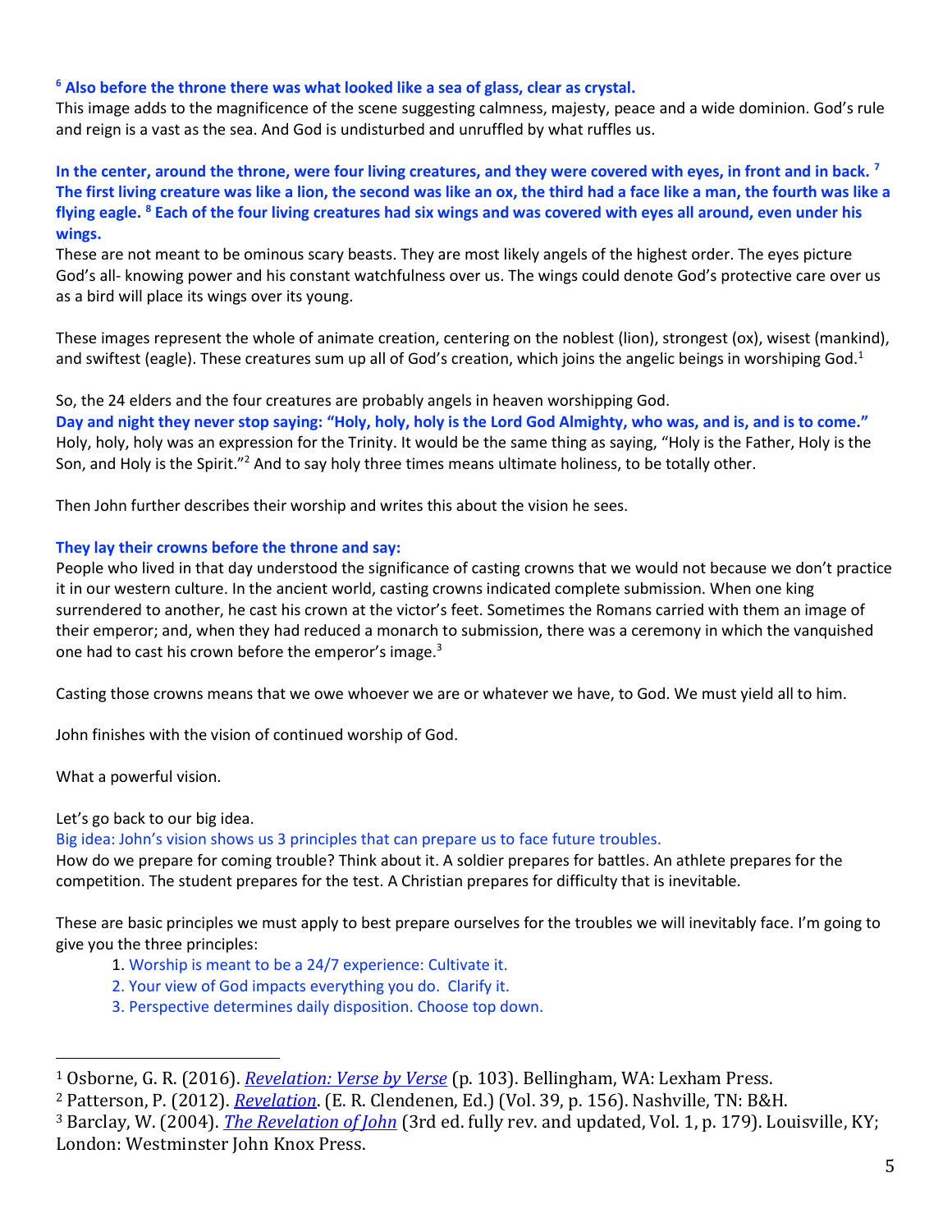**[6] Also before the throne there was what looked like a sea of glass, clear as crystal.**
This image adds to the magnificence of the scene suggesting calmness, majesty, peace and a wide dominion. God's rule and reign is a vast as the sea. And God is undisturbed and unruffled by what ruffles us.

**In the center, around the throne, were four living creatures, and they were covered with eyes, in front and in back. [7] The first living creature was like a lion, the second was like an ox, the third had a face like a man, the fourth was like a flying eagle. [8] Each of the four living creatures had six wings and was covered with eyes all around, even under his wings.**
These are not meant to be ominous scary beasts. They are most likely angels of the highest order. The eyes picture God's all- knowing power and his constant watchfulness over us. The wings could denote God's protective care over us as a bird will place its wings over its young.

These images represent the whole of animate creation, centering on the noblest (lion), strongest (ox), wisest (mankind), and swiftest (eagle). These creatures sum up all of God's creation, which joins the angelic beings in worshiping God.[1]

So, the 24 elders and the four creatures are probably angels in heaven worshipping God.
**Day and night they never stop saying: "Holy, holy, holy is the Lord God Almighty, who was, and is, and is to come."**
Holy, holy, holy was an expression for the Trinity. It would be the same thing as saying, "Holy is the Father, Holy is the Son, and Holy is the Spirit."[2] And to say holy three times means ultimate holiness, to be totally other.

Then John further describes their worship and writes this about the vision he sees.

**They lay their crowns before the throne and say:**
People who lived in that day understood the significance of casting crowns that we would not because we don't practice it in our western culture. In the ancient world, casting crowns indicated complete submission. When one king surrendered to another, he cast his crown at the victor's feet. Sometimes the Romans carried with them an image of their emperor; and, when they had reduced a monarch to submission, there was a ceremony in which the vanquished one had to cast his crown before the emperor's image.[3]

Casting those crowns means that we owe whoever we are or whatever we have, to God. We must yield all to him.

John finishes with the vision of continued worship of God.

What a powerful vision.

Let's go back to our big idea.
Big idea: John's vision shows us 3 principles that can prepare us to face future troubles.
How do we prepare for coming trouble? Think about it. A soldier prepares for battles. An athlete prepares for the competition. The student prepares for the test. A Christian prepares for difficulty that is inevitable.

These are basic principles we must apply to best prepare ourselves for the troubles we will inevitably face. I'm going to give you the three principles:

1. Worship is meant to be a 24/7 experience: Cultivate it.
2. Your view of God impacts everything you do. Clarify it.
3. Perspective determines daily disposition. Choose top down.

---

[1] Osborne, G. R. (2016). *Revelation: Verse by Verse* (p. 103). Bellingham, WA: Lexham Press.
[2] Patterson, P. (2012). *Revelation*. (E. R. Clendenen, Ed.) (Vol. 39, p. 156). Nashville, TN: B&H.
[3] Barclay, W. (2004). *The Revelation of John* (3rd ed. fully rev. and updated, Vol. 1, p. 179). Louisville, KY; London: Westminster John Knox Press.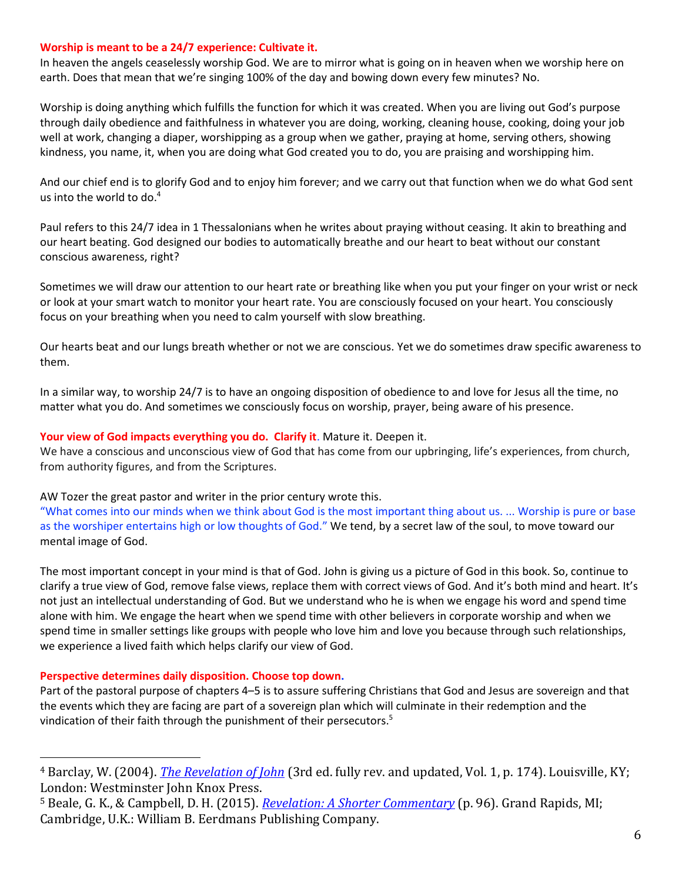**Worship is meant to be a 24/7 experience: Cultivate it.**

In heaven the angels ceaselessly worship God. We are to mirror what is going on in heaven when we worship here on earth. Does that mean that we're singing 100% of the day and bowing down every few minutes? No.

Worship is doing anything which fulfills the function for which it was created. When you are living out God's purpose through daily obedience and faithfulness in whatever you are doing, working, cleaning house, cooking, doing your job well at work, changing a diaper, worshipping as a group when we gather, praying at home, serving others, showing kindness, you name, it, when you are doing what God created you to do, you are praising and worshipping him.

And our chief end is to glorify God and to enjoy him forever; and we carry out that function when we do what God sent us into the world to do.[4]

Paul refers to this 24/7 idea in 1 Thessalonians when he writes about praying without ceasing. It akin to breathing and our heart beating. God designed our bodies to automatically breathe and our heart to beat without our constant conscious awareness, right?

Sometimes we will draw our attention to our heart rate or breathing like when you put your finger on your wrist or neck or look at your smart watch to monitor your heart rate. You are consciously focused on your heart. You consciously focus on your breathing when you need to calm yourself with slow breathing.

Our hearts beat and our lungs breath whether or not we are conscious. Yet we do sometimes draw specific awareness to them.

In a similar way, to worship 24/7 is to have an ongoing disposition of obedience to and love for Jesus all the time, no matter what you do. And sometimes we consciously focus on worship, prayer, being aware of his presence.

**Your view of God impacts everything you do. Clarify it**. Mature it. Deepen it.

We have a conscious and unconscious view of God that has come from our upbringing, life's experiences, from church, from authority figures, and from the Scriptures.

AW Tozer the great pastor and writer in the prior century wrote this.

"What comes into our minds when we think about God is the most important thing about us. ... Worship is pure or base as the worshiper entertains high or low thoughts of God." We tend, by a secret law of the soul, to move toward our mental image of God.

The most important concept in your mind is that of God. John is giving us a picture of God in this book. So, continue to clarify a true view of God, remove false views, replace them with correct views of God. And it's both mind and heart. It's not just an intellectual understanding of God. But we understand who he is when we engage his word and spend time alone with him. We engage the heart when we spend time with other believers in corporate worship and when we spend time in smaller settings like groups with people who love him and love you because through such relationships, we experience a lived faith which helps clarify our view of God.

**Perspective determines daily disposition. Choose top down.**

Part of the pastoral purpose of chapters 4–5 is to assure suffering Christians that God and Jesus are sovereign and that the events which they are facing are part of a sovereign plan which will culminate in their redemption and the vindication of their faith through the punishment of their persecutors.[5]

---

[4] Barclay, W. (2004). *The Revelation of John* (3rd ed. fully rev. and updated, Vol. 1, p. 174). Louisville, KY; London: Westminster John Knox Press.

[5] Beale, G. K., & Campbell, D. H. (2015). *Revelation: A Shorter Commentary* (p. 96). Grand Rapids, MI; Cambridge, U.K.: William B. Eerdmans Publishing Company.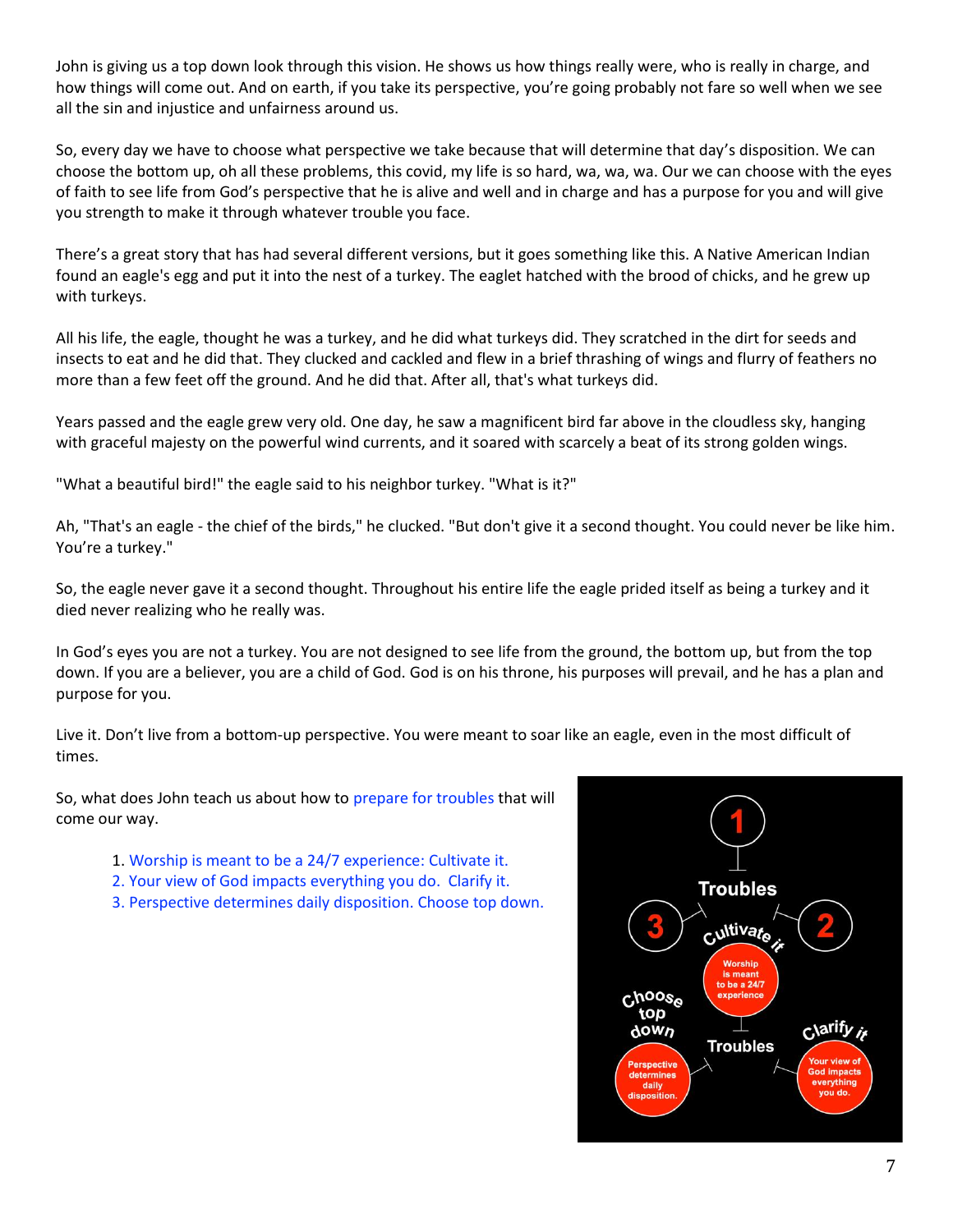John is giving us a top down look through this vision. He shows us how things really were, who is really in charge, and how things will come out. And on earth, if you take its perspective, you're going probably not fare so well when we see all the sin and injustice and unfairness around us.

So, every day we have to choose what perspective we take because that will determine that day's disposition. We can choose the bottom up, oh all these problems, this covid, my life is so hard, wa, wa, wa. Our we can choose with the eyes of faith to see life from God's perspective that he is alive and well and in charge and has a purpose for you and will give you strength to make it through whatever trouble you face.

There's a great story that has had several different versions, but it goes something like this. A Native American Indian found an eagle's egg and put it into the nest of a turkey. The eaglet hatched with the brood of chicks, and he grew up with turkeys.

All his life, the eagle, thought he was a turkey, and he did what turkeys did. They scratched in the dirt for seeds and insects to eat and he did that. They clucked and cackled and flew in a brief thrashing of wings and flurry of feathers no more than a few feet off the ground. And he did that. After all, that's what turkeys did.

Years passed and the eagle grew very old. One day, he saw a magnificent bird far above in the cloudless sky, hanging with graceful majesty on the powerful wind currents, and it soared with scarcely a beat of its strong golden wings.

"What a beautiful bird!" the eagle said to his neighbor turkey. "What is it?"

Ah, "That's an eagle - the chief of the birds," he clucked. "But don't give it a second thought. You could never be like him. You're a turkey."

So, the eagle never gave it a second thought. Throughout his entire life the eagle prided itself as being a turkey and it died never realizing who he really was.

In God's eyes you are not a turkey. You are not designed to see life from the ground, the bottom up, but from the top down. If you are a believer, you are a child of God. God is on his throne, his purposes will prevail, and he has a plan and purpose for you.

Live it. Don't live from a bottom-up perspective. You were meant to soar like an eagle, even in the most difficult of times.

So, what does John teach us about how to prepare for troubles that will come our way.

1. Worship is meant to be a 24/7 experience: Cultivate it.
2. Your view of God impacts everything you do. Clarify it.
3. Perspective determines daily disposition. Choose top down.

1
Troubles
3
Cultivate it
2
Worship is meant to be a 24/7 experience
Choose top down
Troubles
Clarify it
Perspective determines daily disposition.
Your view of God impacts everything you do.